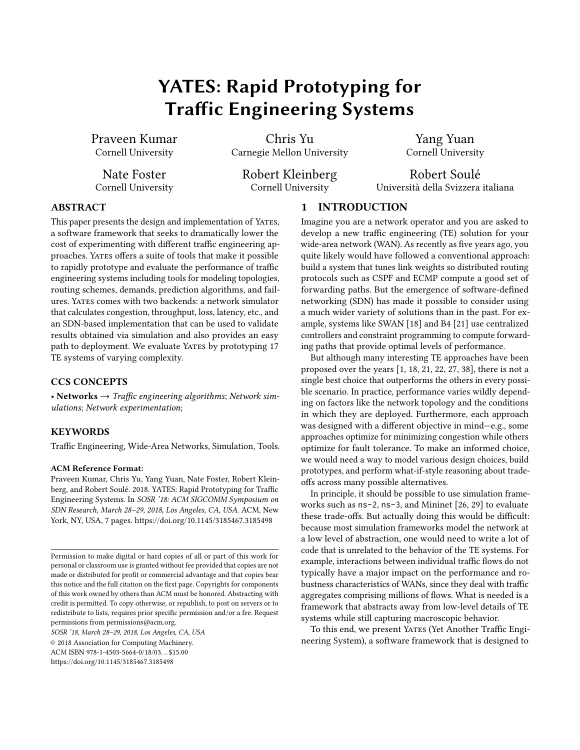# YATES: Rapid Prototyping for Traffic Engineering Systems

Praveen Kumar
Cornell University

Chris Yu
Carnegie Mellon University

Yang Yuan
Cornell University

Nate Foster
Cornell University

Robert Kleinberg
Cornell University

Robert Soulé
Università della Svizzera italiana

## ABSTRACT

This paper presents the design and implementation of YATES, a software framework that seeks to dramatically lower the cost of experimenting with different traffic engineering approaches. YATES offers a suite of tools that make it possible to rapidly prototype and evaluate the performance of traffic engineering systems including tools for modeling topologies, routing schemes, demands, prediction algorithms, and failures. YATES comes with two backends: a network simulator that calculates congestion, throughput, loss, latency, etc., and an SDN-based implementation that can be used to validate results obtained via simulation and also provides an easy path to deployment. We evaluate YATES by prototyping 17 TE systems of varying complexity.

## CCS CONCEPTS

• **Networks** → *Traffic engineering algorithms*; *Network simulations*; *Network experimentation*;

## KEYWORDS

Traffic Engineering, Wide-Area Networks, Simulation, Tools.

**ACM Reference Format:**
Praveen Kumar, Chris Yu, Yang Yuan, Nate Foster, Robert Kleinberg, and Robert Soulé. 2018. YATES: Rapid Prototyping for Traffic Engineering Systems. In *SOSR '18: ACM SIGCOMM Symposium on SDN Research, March 28–29, 2018, Los Angeles, CA, USA.* ACM, New York, NY, USA, 7 pages. https://doi.org/10.1145/3185467.3185498

Permission to make digital or hard copies of all or part of this work for personal or classroom use is granted without fee provided that copies are not made or distributed for profit or commercial advantage and that copies bear this notice and the full citation on the first page. Copyrights for components of this work owned by others than ACM must be honored. Abstracting with credit is permitted. To copy otherwise, or republish, to post on servers or to redistribute to lists, requires prior specific permission and/or a fee. Request permissions from permissions@acm.org.

*SOSR '18, March 28–29, 2018, Los Angeles, CA, USA*
© 2018 Association for Computing Machinery.
ACM ISBN 978-1-4503-5664-0/18/03...$15.00
https://doi.org/10.1145/3185467.3185498

## 1 INTRODUCTION

Imagine you are a network operator and you are asked to develop a new traffic engineering (TE) solution for your wide-area network (WAN). As recently as five years ago, you quite likely would have followed a conventional approach: build a system that tunes link weights so distributed routing protocols such as CSPF and ECMP compute a good set of forwarding paths. But the emergence of software-defined networking (SDN) has made it possible to consider using a much wider variety of solutions than in the past. For example, systems like SWAN [18] and B4 [21] use centralized controllers and constraint programming to compute forwarding paths that provide optimal levels of performance.

But although many interesting TE approaches have been proposed over the years [1, 18, 21, 22, 27, 38], there is not a single best choice that outperforms the others in every possible scenario. In practice, performance varies wildly depending on factors like the network topology and the conditions in which they are deployed. Furthermore, each approach was designed with a different objective in mind—e.g., some approaches optimize for minimizing congestion while others optimize for fault tolerance. To make an informed choice, we would need a way to model various design choices, build prototypes, and perform what-if-style reasoning about trade-offs across many possible alternatives.

In principle, it should be possible to use simulation frameworks such as `ns-2`, `ns-3`, and Mininet [26, 29] to evaluate these trade-offs. But actually doing this would be difficult: because most simulation frameworks model the network at a low level of abstraction, one would need to write a lot of code that is unrelated to the behavior of the TE systems. For example, interactions between individual traffic flows do not typically have a major impact on the performance and robustness characteristics of WANs, since they deal with traffic aggregates comprising millions of flows. What is needed is a framework that abstracts away from low-level details of TE systems while still capturing macroscopic behavior.

To this end, we present YATES (Yet Another Traffic Engineering System), a software framework that is designed to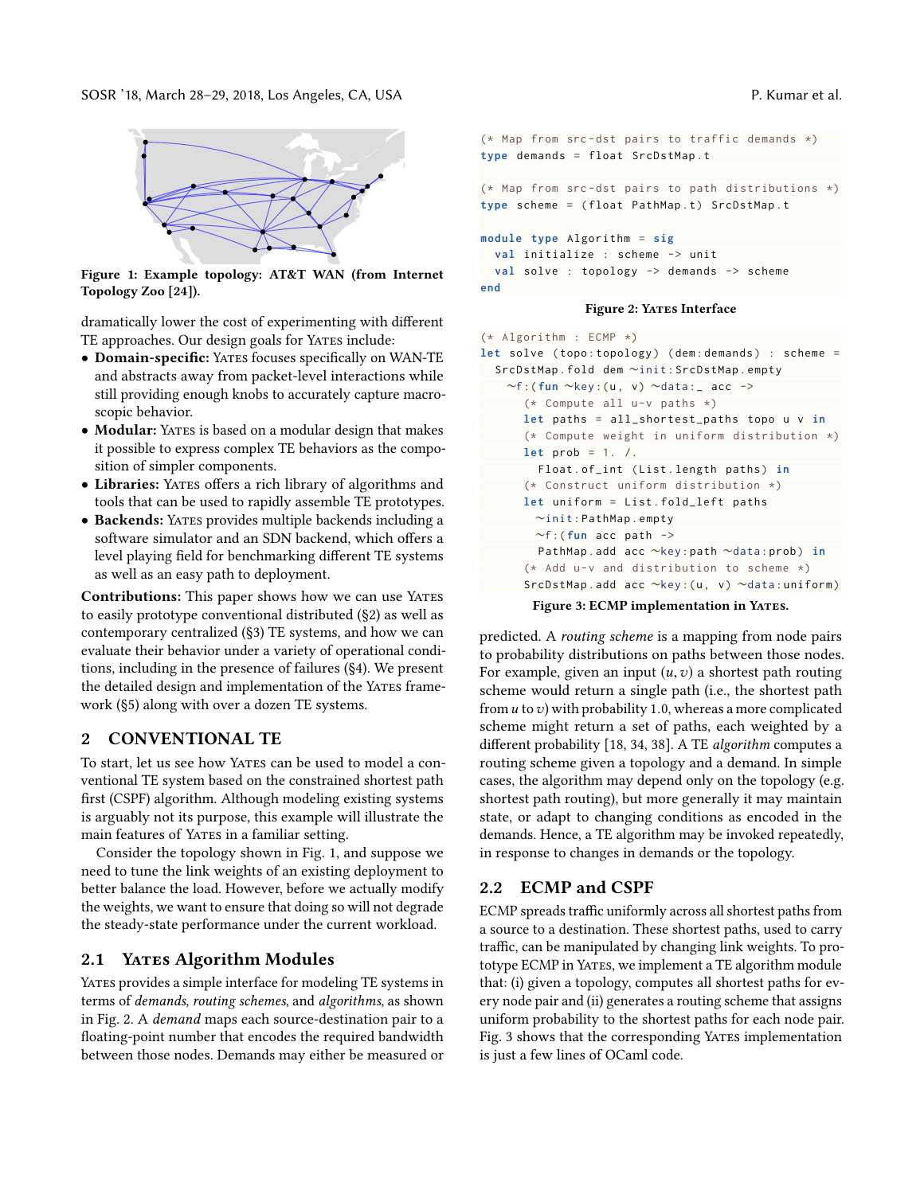Figure 1: Example topology: AT&T WAN (from Internet Topology Zoo [24]).

dramatically lower the cost of experimenting with different TE approaches. Our design goals for Yates include:

- **Domain-specific:** Yates focuses specifically on WAN-TE and abstracts away from packet-level interactions while still providing enough knobs to accurately capture macroscopic behavior.
- **Modular:** Yates is based on a modular design that makes it possible to express complex TE behaviors as the composition of simpler components.
- **Libraries:** Yates offers a rich library of algorithms and tools that can be used to rapidly assemble TE prototypes.
- **Backends:** Yates provides multiple backends including a software simulator and an SDN backend, which offers a level playing field for benchmarking different TE systems as well as an easy path to deployment.

**Contributions:** This paper shows how we can use Yates to easily prototype conventional distributed (§2) as well as contemporary centralized (§3) TE systems, and how we can evaluate their behavior under a variety of operational conditions, including in the presence of failures (§4). We present the detailed design and implementation of the Yates framework (§5) along with over a dozen TE systems.

## 2 CONVENTIONAL TE

To start, let us see how Yates can be used to model a conventional TE system based on the constrained shortest path first (CSPF) algorithm. Although modeling existing systems is arguably not its purpose, this example will illustrate the main features of Yates in a familiar setting.

Consider the topology shown in Fig. 1, and suppose we need to tune the link weights of an existing deployment to better balance the load. However, before we actually modify the weights, we want to ensure that doing so will not degrade the steady-state performance under the current workload.

### 2.1 Yates Algorithm Modules

Yates provides a simple interface for modeling TE systems in terms of *demands*, *routing schemes*, and *algorithms*, as shown in Fig. 2. A *demand* maps each source-destination pair to a floating-point number that encodes the required bandwidth between those nodes. Demands may either be measured or predicted. A *routing scheme* is a mapping from node pairs to probability distributions on paths between those nodes. For example, given an input $(u, v)$ a shortest path routing scheme would return a single path (i.e., the shortest path from $u$ to $v$) with probability 1.0, whereas a more complicated scheme might return a set of paths, each weighted by a different probability [18, 34, 38]. A TE *algorithm* computes a routing scheme given a topology and a demand. In simple cases, the algorithm may depend only on the topology (e.g. shortest path routing), but more generally it may maintain state, or adapt to changing conditions as encoded in the demands. Hence, a TE algorithm may be invoked repeatedly, in response to changes in demands or the topology.

```
(* Map from src-dst pairs to traffic demands *)
type demands = float SrcDstMap.t

(* Map from src-dst pairs to path distributions *)
type scheme = (float PathMap.t) SrcDstMap.t

module type Algorithm = sig
  val initialize : scheme -> unit
  val solve : topology -> demands -> scheme
end
```

Figure 2: Yates Interface

```
(* Algorithm : ECMP *)
let solve (topo:topology) (dem:demands) : scheme =
  SrcDstMap.fold dem ~init:SrcDstMap.empty
    ~f:(fun ~key:(u, v) ~data:_ acc ->
      (* Compute all u-v paths *)
      let paths = all_shortest_paths topo u v in
      (* Compute weight in uniform distribution *)
      let prob = 1. /.
        Float.of_int (List.length paths) in
      (* Construct uniform distribution *)
      let uniform = List.fold_left paths
        ~init:PathMap.empty
        ~f:(fun acc path ->
        PathMap.add acc ~key:path ~data:prob) in
      (* Add u-v and distribution to scheme *)
      SrcDstMap.add acc ~key:(u, v) ~data:uniform)
```

Figure 3: ECMP implementation in Yates.

### 2.2 ECMP and CSPF

ECMP spreads traffic uniformly across all shortest paths from a source to a destination. These shortest paths, used to carry traffic, can be manipulated by changing link weights. To prototype ECMP in Yates, we implement a TE algorithm module that: (i) given a topology, computes all shortest paths for every node pair and (ii) generates a routing scheme that assigns uniform probability to the shortest paths for each node pair. Fig. 3 shows that the corresponding Yates implementation is just a few lines of OCaml code.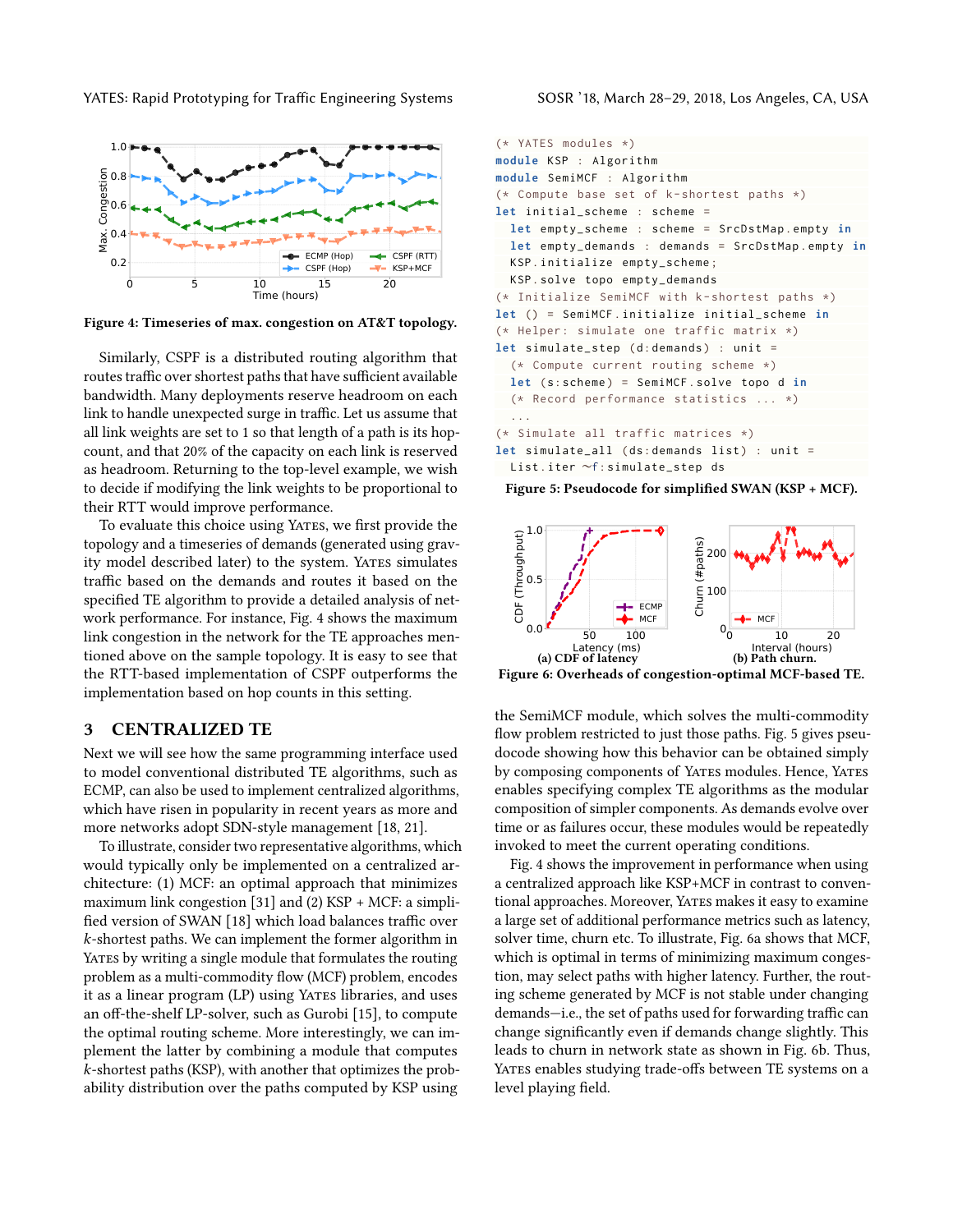Figure 4: Timeseries of max. congestion on AT&T topology.

Similarly, CSPF is a distributed routing algorithm that routes traffic over shortest paths that have sufficient available bandwidth. Many deployments reserve headroom on each link to handle unexpected surge in traffic. Let us assume that all link weights are set to 1 so that length of a path is its hop-count, and that 20% of the capacity on each link is reserved as headroom. Returning to the top-level example, we wish to decide if modifying the link weights to be proportional to their RTT would improve performance.

To evaluate this choice using Yates, we first provide the topology and a timeseries of demands (generated using gravity model described later) to the system. Yates simulates traffic based on the demands and routes it based on the specified TE algorithm to provide a detailed analysis of network performance. For instance, Fig. 4 shows the maximum link congestion in the network for the TE approaches mentioned above on the sample topology. It is easy to see that the RTT-based implementation of CSPF outperforms the implementation based on hop counts in this setting.

## 3 CENTRALIZED TE

Next we will see how the same programming interface used to model conventional distributed TE algorithms, such as ECMP, can also be used to implement centralized algorithms, which have risen in popularity in recent years as more and more networks adopt SDN-style management [18, 21].

To illustrate, consider two representative algorithms, which would typically only be implemented on a centralized architecture: (1) MCF: an optimal approach that minimizes maximum link congestion [31] and (2) KSP + MCF: a simplified version of SWAN [18] which load balances traffic over $k$-shortest paths. We can implement the former algorithm in Yates by writing a single module that formulates the routing problem as a multi-commodity flow (MCF) problem, encodes it as a linear program (LP) using Yates libraries, and uses an off-the-shelf LP-solver, such as Gurobi [15], to compute the optimal routing scheme. More interestingly, we can implement the latter by combining a module that computes $k$-shortest paths (KSP), with another that optimizes the probability distribution over the paths computed by KSP using the SemiMCF module, which solves the multi-commodity flow problem restricted to just those paths. Fig. 5 gives pseudocode showing how this behavior can be obtained simply by composing components of Yates modules. Hence, Yates enables specifying complex TE algorithms as the modular composition of simpler components. As demands evolve over time or as failures occur, these modules would be repeatedly invoked to meet the current operating conditions.

```
(* YATES modules *)
module KSP : Algorithm
module SemiMCF : Algorithm
(* Compute base set of k-shortest paths *)
let initial_scheme : scheme =
  let empty_scheme : scheme = SrcDstMap.empty in
  let empty_demands : demands = SrcDstMap.empty in
  KSP.initialize empty_scheme;
  KSP.solve topo empty_demands
(* Initialize SemiMCF with k-shortest paths *)
let () = SemiMCF.initialize initial_scheme in
(* Helper: simulate one traffic matrix *)
let simulate_step (d:demands) : unit =
  (* Compute current routing scheme *)
  let (s:scheme) = SemiMCF.solve topo d in
  (* Record performance statistics ... *)
  ...
(* Simulate all traffic matrices *)
let simulate_all (ds:demands list) : unit =
  List.iter ~f:simulate_step ds
```

Figure 5: Pseudocode for simplified SWAN (KSP + MCF).

(a) CDF of latency (b) Path churn.

Figure 6: Overheads of congestion-optimal MCF-based TE.

Fig. 4 shows the improvement in performance when using a centralized approach like KSP+MCF in contrast to conventional approaches. Moreover, Yates makes it easy to examine a large set of additional performance metrics such as latency, solver time, churn etc. To illustrate, Fig. 6a shows that MCF, which is optimal in terms of minimizing maximum congestion, may select paths with higher latency. Further, the routing scheme generated by MCF is not stable under changing demands—i.e., the set of paths used for forwarding traffic can change significantly even if demands change slightly. This leads to churn in network state as shown in Fig. 6b. Thus, Yates enables studying trade-offs between TE systems on a level playing field.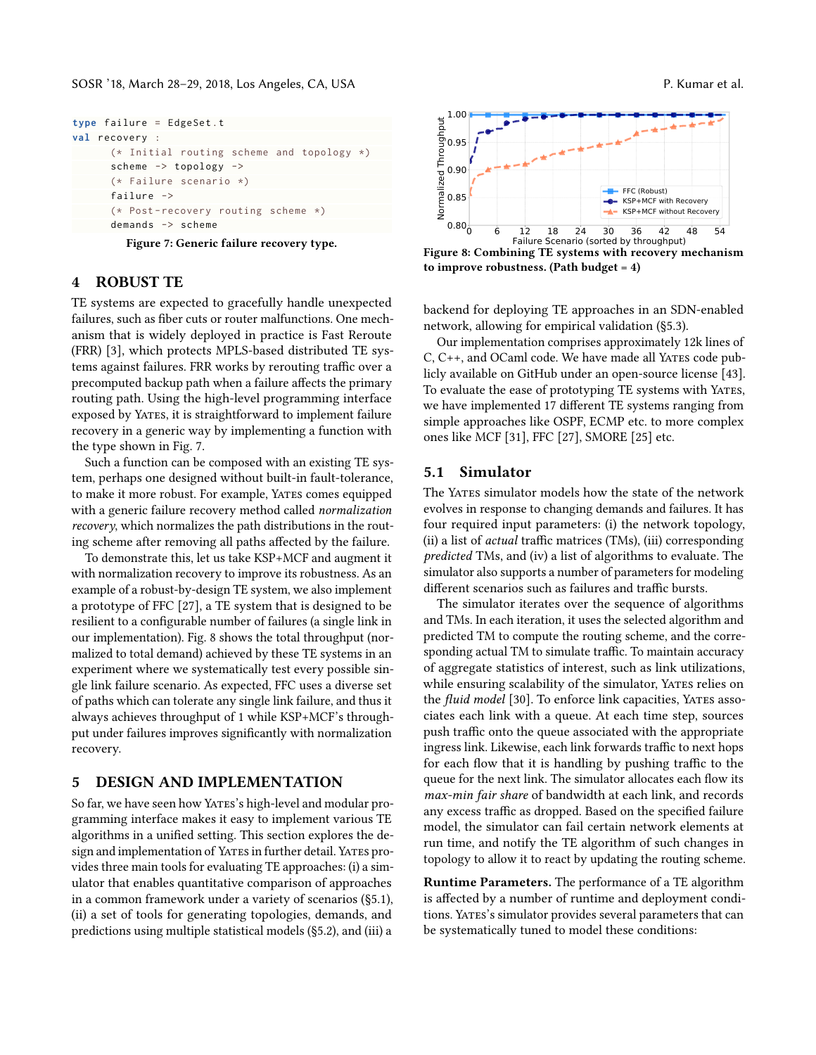```
type failure = EdgeSet.t
val recovery :
      (* Initial routing scheme and topology *)
      scheme -> topology ->
      (* Failure scenario *)
      failure ->
      (* Post-recovery routing scheme *)
      demands -> scheme
```

**Figure 7: Generic failure recovery type.**

## 4 ROBUST TE

TE systems are expected to gracefully handle unexpected failures, such as fiber cuts or router malfunctions. One mechanism that is widely deployed in practice is Fast Reroute (FRR) [3], which protects MPLS-based distributed TE systems against failures. FRR works by rerouting traffic over a precomputed backup path when a failure affects the primary routing path. Using the high-level programming interface exposed by YATES, it is straightforward to implement failure recovery in a generic way by implementing a function with the type shown in Fig. 7.

Such a function can be composed with an existing TE system, perhaps one designed without built-in fault-tolerance, to make it more robust. For example, YATES comes equipped with a generic failure recovery method called *normalization recovery*, which normalizes the path distributions in the routing scheme after removing all paths affected by the failure.

To demonstrate this, let us take KSP+MCF and augment it with normalization recovery to improve its robustness. As an example of a robust-by-design TE system, we also implement a prototype of FFC [27], a TE system that is designed to be resilient to a configurable number of failures (a single link in our implementation). Fig. 8 shows the total throughput (normalized to total demand) achieved by these TE systems in an experiment where we systematically test every possible single link failure scenario. As expected, FFC uses a diverse set of paths which can tolerate any single link failure, and thus it always achieves throughput of 1 while KSP+MCF's throughput under failures improves significantly with normalization recovery.

**Figure 8: Combining TE systems with recovery mechanism to improve robustness. (Path budget = 4)**

## 5 DESIGN AND IMPLEMENTATION

So far, we have seen how YATES's high-level and modular programming interface makes it easy to implement various TE algorithms in a unified setting. This section explores the design and implementation of YATES in further detail. YATES provides three main tools for evaluating TE approaches: (i) a simulator that enables quantitative comparison of approaches in a common framework under a variety of scenarios (§5.1), (ii) a set of tools for generating topologies, demands, and predictions using multiple statistical models (§5.2), and (iii) a backend for deploying TE approaches in an SDN-enabled network, allowing for empirical validation (§5.3).

Our implementation comprises approximately 12k lines of C, C++, and OCaml code. We have made all YATES code publicly available on GitHub under an open-source license [43]. To evaluate the ease of prototyping TE systems with YATES, we have implemented 17 different TE systems ranging from simple approaches like OSPF, ECMP etc. to more complex ones like MCF [31], FFC [27], SMORE [25] etc.

### 5.1 Simulator

The YATES simulator models how the state of the network evolves in response to changing demands and failures. It has four required input parameters: (i) the network topology, (ii) a list of *actual* traffic matrices (TMs), (iii) corresponding *predicted* TMs, and (iv) a list of algorithms to evaluate. The simulator also supports a number of parameters for modeling different scenarios such as failures and traffic bursts.

The simulator iterates over the sequence of algorithms and TMs. In each iteration, it uses the selected algorithm and predicted TM to compute the routing scheme, and the corresponding actual TM to simulate traffic. To maintain accuracy of aggregate statistics of interest, such as link utilizations, while ensuring scalability of the simulator, YATES relies on the *fluid model* [30]. To enforce link capacities, YATES associates each link with a queue. At each time step, sources push traffic onto the queue associated with the appropriate ingress link. Likewise, each link forwards traffic to next hops for each flow that it is handling by pushing traffic to the queue for the next link. The simulator allocates each flow its *max-min fair share* of bandwidth at each link, and records any excess traffic as dropped. Based on the specified failure model, the simulator can fail certain network elements at run time, and notify the TE algorithm of such changes in topology to allow it to react by updating the routing scheme.

**Runtime Parameters.** The performance of a TE algorithm is affected by a number of runtime and deployment conditions. YATES's simulator provides several parameters that can be systematically tuned to model these conditions: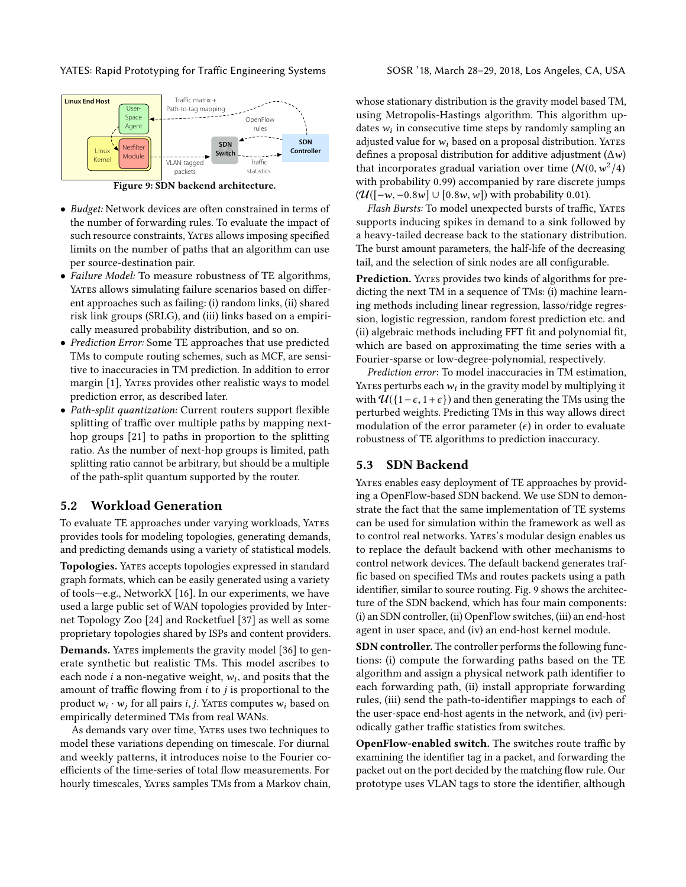Figure 9: SDN backend architecture.

- *Budget:* Network devices are often constrained in terms of the number of forwarding rules. To evaluate the impact of such resource constraints, YATES allows imposing specified limits on the number of paths that an algorithm can use per source-destination pair.
- *Failure Model:* To measure robustness of TE algorithms, YATES allows simulating failure scenarios based on different approaches such as failing: (i) random links, (ii) shared risk link groups (SRLG), and (iii) links based on a empirically measured probability distribution, and so on.
- *Prediction Error:* Some TE approaches that use predicted TMs to compute routing schemes, such as MCF, are sensitive to inaccuracies in TM prediction. In addition to error margin [1], YATES provides other realistic ways to model prediction error, as described later.
- *Path-split quantization:* Current routers support flexible splitting of traffic over multiple paths by mapping next-hop groups [21] to paths in proportion to the splitting ratio. As the number of next-hop groups is limited, path splitting ratio cannot be arbitrary, but should be a multiple of the path-split quantum supported by the router.

## 5.2 Workload Generation

To evaluate TE approaches under varying workloads, YATES provides tools for modeling topologies, generating demands, and predicting demands using a variety of statistical models.

**Topologies.** YATES accepts topologies expressed in standard graph formats, which can be easily generated using a variety of tools—e.g., NetworkX [16]. In our experiments, we have used a large public set of WAN topologies provided by Internet Topology Zoo [24] and Rocketfuel [37] as well as some proprietary topologies shared by ISPs and content providers.

**Demands.** YATES implements the gravity model [36] to generate synthetic but realistic TMs. This model ascribes to each node $i$ a non-negative weight, $w_i$, and posits that the amount of traffic flowing from $i$ to $j$ is proportional to the product $w_i \cdot w_j$ for all pairs $i, j$. YATES computes $w_i$ based on empirically determined TMs from real WANs.

As demands vary over time, YATES uses two techniques to model these variations depending on timescale. For diurnal and weekly patterns, it introduces noise to the Fourier coefficients of the time-series of total flow measurements. For hourly timescales, YATES samples TMs from a Markov chain, whose stationary distribution is the gravity model based TM, using Metropolis-Hastings algorithm. This algorithm updates $w_i$ in consecutive time steps by randomly sampling an adjusted value for $w_i$ based on a proposal distribution. YATES defines a proposal distribution for additive adjustment ($\Delta w$) that incorporates gradual variation over time ($\mathcal{N}(0, w^2/4)$ with probability 0.99) accompanied by rare discrete jumps ($\mathcal{U}([-w, -0.8w] \cup [0.8w, w])$ with probability 0.01).

*Flash Bursts:* To model unexpected bursts of traffic, YATES supports inducing spikes in demand to a sink followed by a heavy-tailed decrease back to the stationary distribution. The burst amount parameters, the half-life of the decreasing tail, and the selection of sink nodes are all configurable.

**Prediction.** YATES provides two kinds of algorithms for predicting the next TM in a sequence of TMs: (i) machine learning methods including linear regression, lasso/ridge regression, logistic regression, random forest prediction etc. and (ii) algebraic methods including FFT fit and polynomial fit, which are based on approximating the time series with a Fourier-sparse or low-degree-polynomial, respectively.

*Prediction error*: To model inaccuracies in TM estimation, YATES perturbs each $w_i$ in the gravity model by multiplying it with $\mathcal{U}(\{1-\epsilon, 1+\epsilon\})$ and then generating the TMs using the perturbed weights. Predicting TMs in this way allows direct modulation of the error parameter ($\epsilon$) in order to evaluate robustness of TE algorithms to prediction inaccuracy.

## 5.3 SDN Backend

YATES enables easy deployment of TE approaches by providing a OpenFlow-based SDN backend. We use SDN to demonstrate the fact that the same implementation of TE systems can be used for simulation within the framework as well as to control real networks. YATES's modular design enables us to replace the default backend with other mechanisms to control network devices. The default backend generates traffic based on specified TMs and routes packets using a path identifier, similar to source routing. Fig. 9 shows the architecture of the SDN backend, which has four main components: (i) an SDN controller, (ii) OpenFlow switches, (iii) an end-host agent in user space, and (iv) an end-host kernel module.

**SDN controller.** The controller performs the following functions: (i) compute the forwarding paths based on the TE algorithm and assign a physical network path identifier to each forwarding path, (ii) install appropriate forwarding rules, (iii) send the path-to-identifier mappings to each of the user-space end-host agents in the network, and (iv) periodically gather traffic statistics from switches.

**OpenFlow-enabled switch.** The switches route traffic by examining the identifier tag in a packet, and forwarding the packet out on the port decided by the matching flow rule. Our prototype uses VLAN tags to store the identifier, although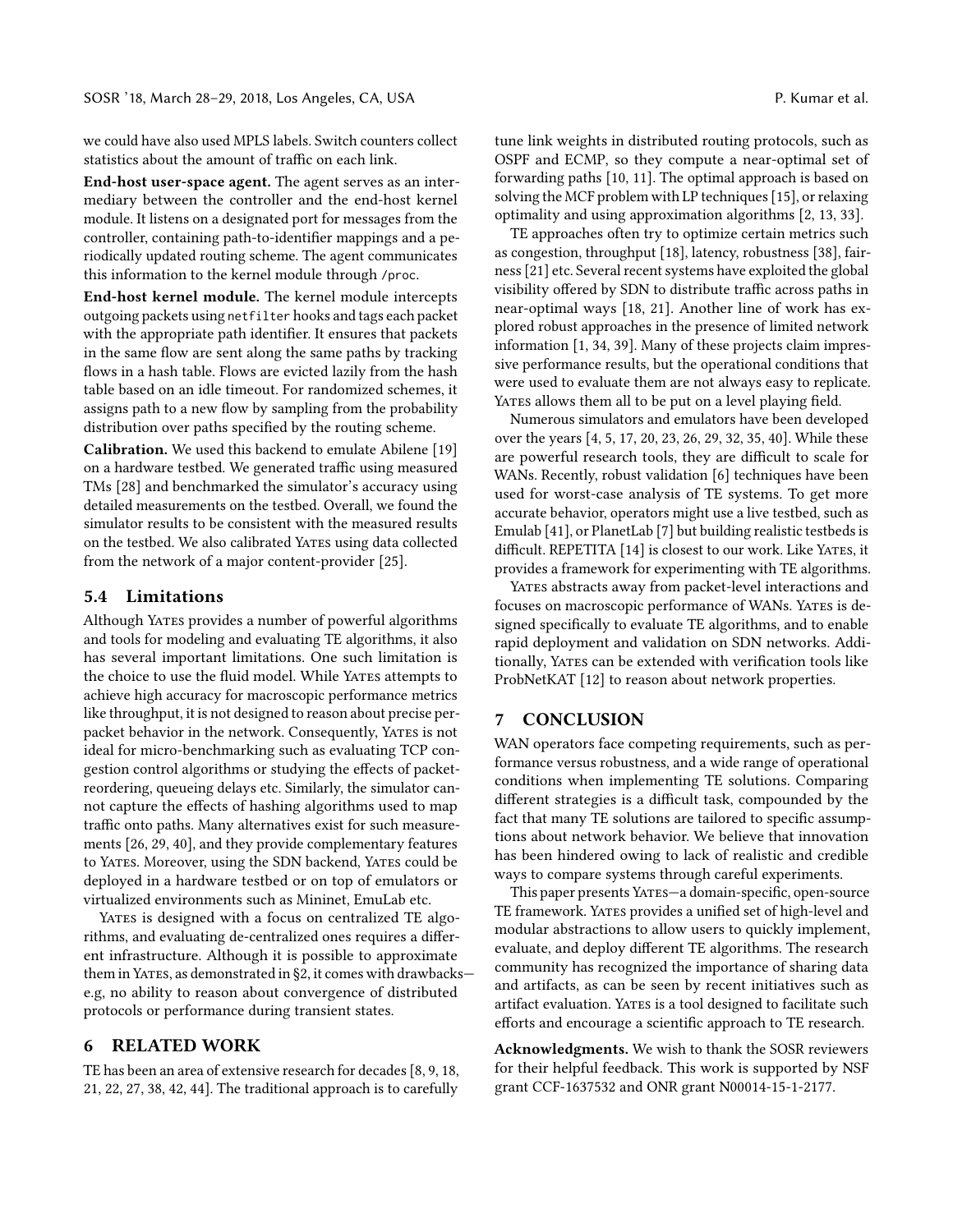we could have also used MPLS labels. Switch counters collect statistics about the amount of traffic on each link.

**End-host user-space agent.** The agent serves as an intermediary between the controller and the end-host kernel module. It listens on a designated port for messages from the controller, containing path-to-identifier mappings and a periodically updated routing scheme. The agent communicates this information to the kernel module through `/proc`.

**End-host kernel module.** The kernel module intercepts outgoing packets using `netfilter` hooks and tags each packet with the appropriate path identifier. It ensures that packets in the same flow are sent along the same paths by tracking flows in a hash table. Flows are evicted lazily from the hash table based on an idle timeout. For randomized schemes, it assigns path to a new flow by sampling from the probability distribution over paths specified by the routing scheme.

**Calibration.** We used this backend to emulate Abilene [19] on a hardware testbed. We generated traffic using measured TMs [28] and benchmarked the simulator's accuracy using detailed measurements on the testbed. Overall, we found the simulator results to be consistent with the measured results on the testbed. We also calibrated Yates using data collected from the network of a major content-provider [25].

## 5.4 Limitations

Although Yates provides a number of powerful algorithms and tools for modeling and evaluating TE algorithms, it also has several important limitations. One such limitation is the choice to use the fluid model. While Yates attempts to achieve high accuracy for macroscopic performance metrics like throughput, it is not designed to reason about precise per-packet behavior in the network. Consequently, Yates is not ideal for micro-benchmarking such as evaluating TCP congestion control algorithms or studying the effects of packet-reordering, queueing delays etc. Similarly, the simulator cannot capture the effects of hashing algorithms used to map traffic onto paths. Many alternatives exist for such measurements [26, 29, 40], and they provide complementary features to Yates. Moreover, using the SDN backend, Yates could be deployed in a hardware testbed or on top of emulators or virtualized environments such as Mininet, EmuLab etc.

Yates is designed with a focus on centralized TE algorithms, and evaluating de-centralized ones requires a different infrastructure. Although it is possible to approximate them in Yates, as demonstrated in §2, it comes with drawbacks—e.g, no ability to reason about convergence of distributed protocols or performance during transient states.

# 6 RELATED WORK

TE has been an area of extensive research for decades [8, 9, 18, 21, 22, 27, 38, 42, 44]. The traditional approach is to carefully tune link weights in distributed routing protocols, such as OSPF and ECMP, so they compute a near-optimal set of forwarding paths [10, 11]. The optimal approach is based on solving the MCF problem with LP techniques [15], or relaxing optimality and using approximation algorithms [2, 13, 33].

TE approaches often try to optimize certain metrics such as congestion, throughput [18], latency, robustness [38], fairness [21] etc. Several recent systems have exploited the global visibility offered by SDN to distribute traffic across paths in near-optimal ways [18, 21]. Another line of work has explored robust approaches in the presence of limited network information [1, 34, 39]. Many of these projects claim impressive performance results, but the operational conditions that were used to evaluate them are not always easy to replicate. Yates allows them all to be put on a level playing field.

Numerous simulators and emulators have been developed over the years [4, 5, 17, 20, 23, 26, 29, 32, 35, 40]. While these are powerful research tools, they are difficult to scale for WANs. Recently, robust validation [6] techniques have been used for worst-case analysis of TE systems. To get more accurate behavior, operators might use a live testbed, such as Emulab [41], or PlanetLab [7] but building realistic testbeds is difficult. REPETITA [14] is closest to our work. Like Yates, it provides a framework for experimenting with TE algorithms.

Yates abstracts away from packet-level interactions and focuses on macroscopic performance of WANs. Yates is designed specifically to evaluate TE algorithms, and to enable rapid deployment and validation on SDN networks. Additionally, Yates can be extended with verification tools like ProbNetKAT [12] to reason about network properties.

# 7 CONCLUSION

WAN operators face competing requirements, such as performance versus robustness, and a wide range of operational conditions when implementing TE solutions. Comparing different strategies is a difficult task, compounded by the fact that many TE solutions are tailored to specific assumptions about network behavior. We believe that innovation has been hindered owing to lack of realistic and credible ways to compare systems through careful experiments.

This paper presents Yates—a domain-specific, open-source TE framework. Yates provides a unified set of high-level and modular abstractions to allow users to quickly implement, evaluate, and deploy different TE algorithms. The research community has recognized the importance of sharing data and artifacts, as can be seen by recent initiatives such as artifact evaluation. Yates is a tool designed to facilitate such efforts and encourage a scientific approach to TE research.

**Acknowledgments.** We wish to thank the SOSR reviewers for their helpful feedback. This work is supported by NSF grant CCF-1637532 and ONR grant N00014-15-1-2177.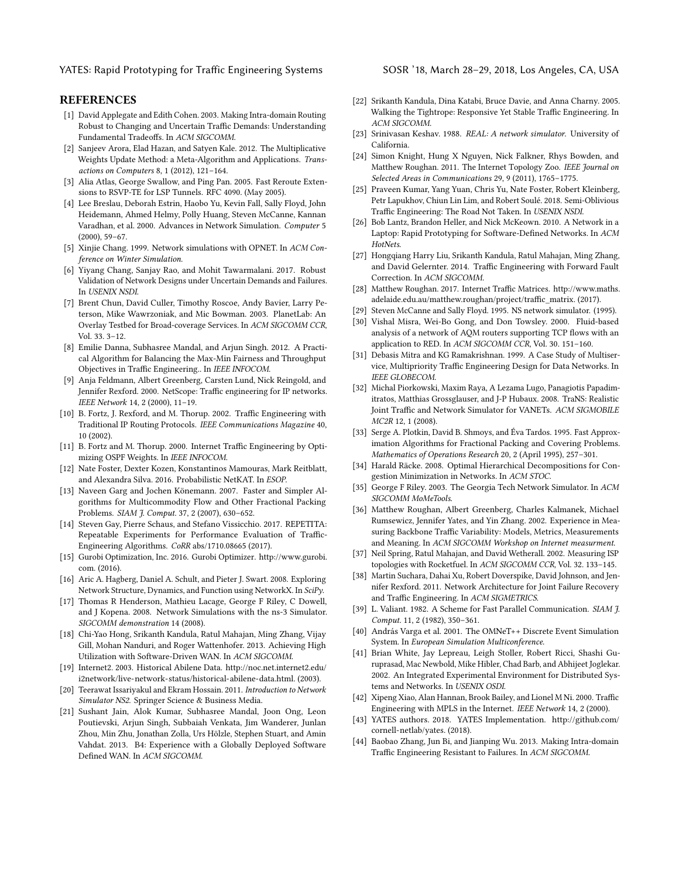## REFERENCES

- [1] David Applegate and Edith Cohen. 2003. Making Intra-domain Routing Robust to Changing and Uncertain Traffic Demands: Understanding Fundamental Tradeoffs. In *ACM SIGCOMM*.
- [2] Sanjeev Arora, Elad Hazan, and Satyen Kale. 2012. The Multiplicative Weights Update Method: a Meta-Algorithm and Applications. *Transactions on Computers* 8, 1 (2012), 121–164.
- [3] Alia Atlas, George Swallow, and Ping Pan. 2005. Fast Reroute Extensions to RSVP-TE for LSP Tunnels. RFC 4090. (May 2005).
- [4] Lee Breslau, Deborah Estrin, Haobo Yu, Kevin Fall, Sally Floyd, John Heidemann, Ahmed Helmy, Polly Huang, Steven McCanne, Kannan Varadhan, et al. 2000. Advances in Network Simulation. *Computer* 5 (2000), 59–67.
- [5] Xinjie Chang. 1999. Network simulations with OPNET. In *ACM Conference on Winter Simulation*.
- [6] Yiyang Chang, Sanjay Rao, and Mohit Tawarmalani. 2017. Robust Validation of Network Designs under Uncertain Demands and Failures. In *USENIX NSDI*.
- [7] Brent Chun, David Culler, Timothy Roscoe, Andy Bavier, Larry Peterson, Mike Wawrzoniak, and Mic Bowman. 2003. PlanetLab: An Overlay Testbed for Broad-coverage Services. In *ACM SIGCOMM CCR*, Vol. 33. 3–12.
- [8] Emilie Danna, Subhasree Mandal, and Arjun Singh. 2012. A Practical Algorithm for Balancing the Max-Min Fairness and Throughput Objectives in Traffic Engineering.. In *IEEE INFOCOM*.
- [9] Anja Feldmann, Albert Greenberg, Carsten Lund, Nick Reingold, and Jennifer Rexford. 2000. NetScope: Traffic engineering for IP networks. *IEEE Network* 14, 2 (2000), 11–19.
- [10] B. Fortz, J. Rexford, and M. Thorup. 2002. Traffic Engineering with Traditional IP Routing Protocols. *IEEE Communications Magazine* 40, 10 (2002).
- [11] B. Fortz and M. Thorup. 2000. Internet Traffic Engineering by Optimizing OSPF Weights. In *IEEE INFOCOM*.
- [12] Nate Foster, Dexter Kozen, Konstantinos Mamouras, Mark Reitblatt, and Alexandra Silva. 2016. Probabilistic NetKAT. In *ESOP*.
- [13] Naveen Garg and Jochen Könemann. 2007. Faster and Simpler Algorithms for Multicommodity Flow and Other Fractional Packing Problems. *SIAM J. Comput.* 37, 2 (2007), 630–652.
- [14] Steven Gay, Pierre Schaus, and Stefano Vissicchio. 2017. REPETITA: Repeatable Experiments for Performance Evaluation of Traffic-Engineering Algorithms. *CoRR* abs/1710.08665 (2017).
- [15] Gurobi Optimization, Inc. 2016. Gurobi Optimizer. http://www.gurobi.com. (2016).
- [16] Aric A. Hagberg, Daniel A. Schult, and Pieter J. Swart. 2008. Exploring Network Structure, Dynamics, and Function using NetworkX. In *SciPy*.
- [17] Thomas R Henderson, Mathieu Lacage, George F Riley, C Dowell, and J Kopena. 2008. Network Simulations with the ns-3 Simulator. *SIGCOMM demonstration* 14 (2008).
- [18] Chi-Yao Hong, Srikanth Kandula, Ratul Mahajan, Ming Zhang, Vijay Gill, Mohan Nanduri, and Roger Wattenhofer. 2013. Achieving High Utilization with Software-Driven WAN. In *ACM SIGCOMM*.
- [19] Internet2. 2003. Historical Abilene Data. http://noc.net.internet2.edu/i2network/live-network-status/historical-abilene-data.html. (2003).
- [20] Teerawat Issariyakul and Ekram Hossain. 2011. *Introduction to Network Simulator NS2*. Springer Science & Business Media.
- [21] Sushant Jain, Alok Kumar, Subhasree Mandal, Joon Ong, Leon Poutievski, Arjun Singh, Subbaiah Venkata, Jim Wanderer, Junlan Zhou, Min Zhu, Jonathan Zolla, Urs Hölzle, Stephen Stuart, and Amin Vahdat. 2013. B4: Experience with a Globally Deployed Software Defined WAN. In *ACM SIGCOMM*.
- [22] Srikanth Kandula, Dina Katabi, Bruce Davie, and Anna Charny. 2005. Walking the Tightrope: Responsive Yet Stable Traffic Engineering. In *ACM SIGCOMM*.
- [23] Srinivasan Keshav. 1988. *REAL: A network simulator*. University of California.
- [24] Simon Knight, Hung X Nguyen, Nick Falkner, Rhys Bowden, and Matthew Roughan. 2011. The Internet Topology Zoo. *IEEE Journal on Selected Areas in Communications* 29, 9 (2011), 1765–1775.
- [25] Praveen Kumar, Yang Yuan, Chris Yu, Nate Foster, Robert Kleinberg, Petr Lapukhov, Chiun Lin Lim, and Robert Soulé. 2018. Semi-Oblivious Traffic Engineering: The Road Not Taken. In *USENIX NSDI*.
- [26] Bob Lantz, Brandon Heller, and Nick McKeown. 2010. A Network in a Laptop: Rapid Prototyping for Software-Defined Networks. In *ACM HotNets*.
- [27] Hongqiang Harry Liu, Srikanth Kandula, Ratul Mahajan, Ming Zhang, and David Gelernter. 2014. Traffic Engineering with Forward Fault Correction. In *ACM SIGCOMM*.
- [28] Matthew Roughan. 2017. Internet Traffic Matrices. http://www.maths.adelaide.edu.au/matthew.roughan/project/traffic_matrix. (2017).
- [29] Steven McCanne and Sally Floyd. 1995. NS network simulator. (1995).
- [30] Vishal Misra, Wei-Bo Gong, and Don Towsley. 2000. Fluid-based analysis of a network of AQM routers supporting TCP flows with an application to RED. In *ACM SIGCOMM CCR*, Vol. 30. 151–160.
- [31] Debasis Mitra and KG Ramakrishnan. 1999. A Case Study of Multiservice, Multipriority Traffic Engineering Design for Data Networks. In *IEEE GLOBECOM*.
- [32] Michal Piorkowski, Maxim Raya, A Lezama Lugo, Panagiotis Papadimitratos, Matthias Grossglauser, and J-P Hubaux. 2008. TraNS: Realistic Joint Traffic and Network Simulator for VANETs. *ACM SIGMOBILE MC2R* 12, 1 (2008).
- [33] Serge A. Plotkin, David B. Shmoys, and Éva Tardos. 1995. Fast Approximation Algorithms for Fractional Packing and Covering Problems. *Mathematics of Operations Research* 20, 2 (April 1995), 257–301.
- [34] Harald Räcke. 2008. Optimal Hierarchical Decompositions for Congestion Minimization in Networks. In *ACM STOC*.
- [35] George F Riley. 2003. The Georgia Tech Network Simulator. In *ACM SIGCOMM MoMeTools*.
- [36] Matthew Roughan, Albert Greenberg, Charles Kalmanek, Michael Rumsewicz, Jennifer Yates, and Yin Zhang. 2002. Experience in Measuring Backbone Traffic Variability: Models, Metrics, Measurements and Meaning. In *ACM SIGCOMM Workshop on Internet measurment*.
- [37] Neil Spring, Ratul Mahajan, and David Wetherall. 2002. Measuring ISP topologies with Rocketfuel. In *ACM SIGCOMM CCR*, Vol. 32. 133–145.
- [38] Martin Suchara, Dahai Xu, Robert Doverspike, David Johnson, and Jennifer Rexford. 2011. Network Architecture for Joint Failure Recovery and Traffic Engineering. In *ACM SIGMETRICS*.
- [39] L. Valiant. 1982. A Scheme for Fast Parallel Communication. *SIAM J. Comput.* 11, 2 (1982), 350–361.
- [40] András Varga et al. 2001. The OMNeT++ Discrete Event Simulation System. In *European Simulation Multiconference*.
- [41] Brian White, Jay Lepreau, Leigh Stoller, Robert Ricci, Shashi Guruprasad, Mac Newbold, Mike Hibler, Chad Barb, and Abhijeet Joglekar. 2002. An Integrated Experimental Environment for Distributed Systems and Networks. In *USENIX OSDI*.
- [42] Xipeng Xiao, Alan Hannan, Brook Bailey, and Lionel M Ni. 2000. Traffic Engineering with MPLS in the Internet. *IEEE Network* 14, 2 (2000).
- [43] YATES authors. 2018. YATES Implementation. http://github.com/cornell-netlab/yates. (2018).
- [44] Baobao Zhang, Jun Bi, and Jianping Wu. 2013. Making Intra-domain Traffic Engineering Resistant to Failures. In *ACM SIGCOMM*.